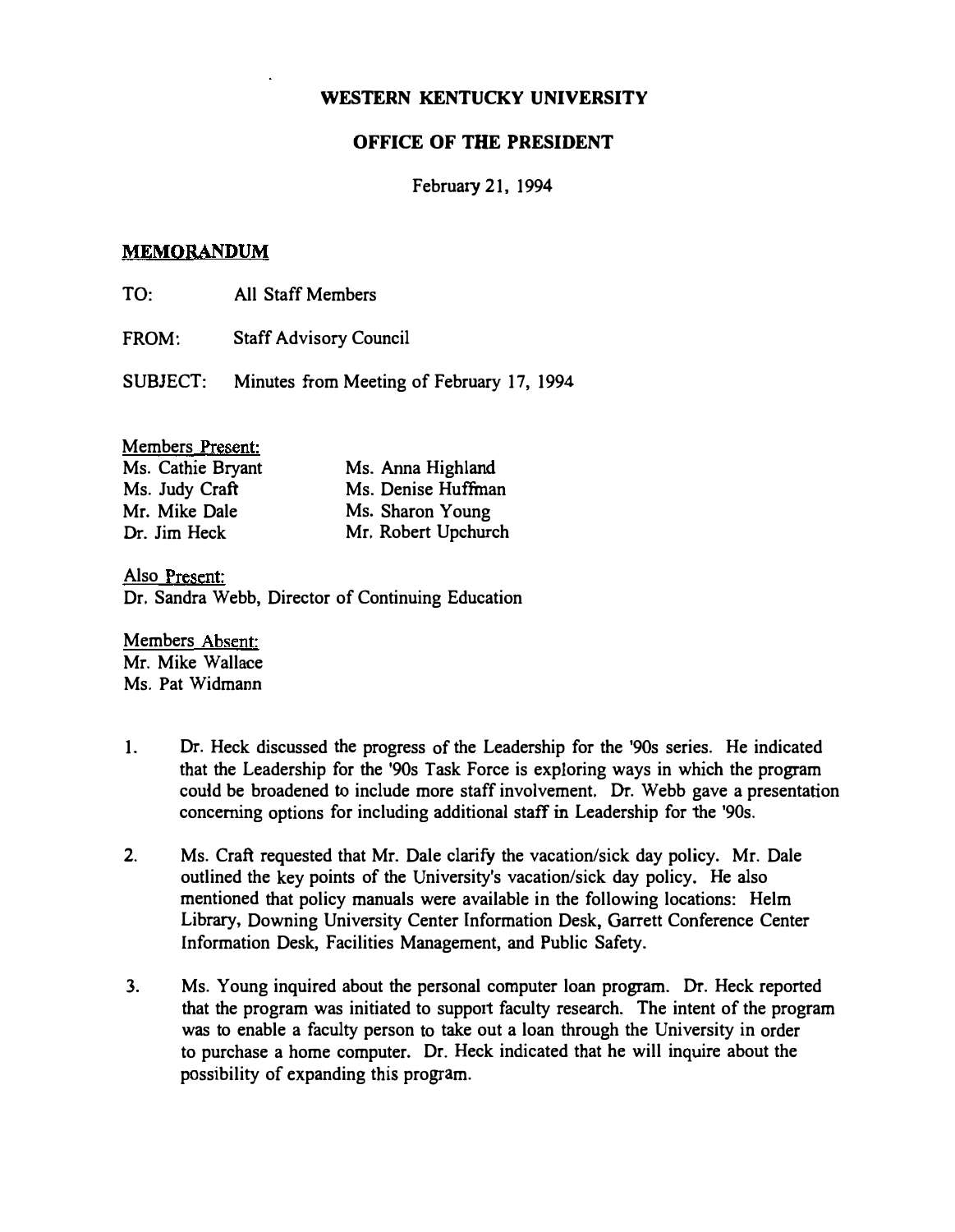**WESTERN KENTUCKY UNIVERSITY**

**OFFICE OF THE PRESIDENT**

February 21, 1994

**MEMORANDUM**

TO: All Staff Members

FROM: Staff Advisory Council

SUBJECT: Minutes from Meeting of February 17, 1994

Members Present:

| | |
|---|---|
| Ms. Cathie Bryant | Ms. Anna Highland |
| Ms. Judy Craft | Ms. Denise Huffman |
| Mr. Mike Dale | Ms. Sharon Young |
| Dr. Jim Heck | Mr. Robert Upchurch |

Also Present:
Dr. Sandra Webb, Director of Continuing Education

Members Absent:
Mr. Mike Wallace
Ms. Pat Widmann

1. Dr. Heck discussed the progress of the Leadership for the '90s series. He indicated that the Leadership for the '90s Task Force is exploring ways in which the program could be broadened to include more staff involvement. Dr. Webb gave a presentation concerning options for including additional staff in Leadership for the '90s.

2. Ms. Craft requested that Mr. Dale clarify the vacation/sick day policy. Mr. Dale outlined the key points of the University's vacation/sick day policy. He also mentioned that policy manuals were available in the following locations: Helm Library, Downing University Center Information Desk, Garrett Conference Center Information Desk, Facilities Management, and Public Safety.

3. Ms. Young inquired about the personal computer loan program. Dr. Heck reported that the program was initiated to support faculty research. The intent of the program was to enable a faculty person to take out a loan through the University in order to purchase a home computer. Dr. Heck indicated that he will inquire about the possibility of expanding this program.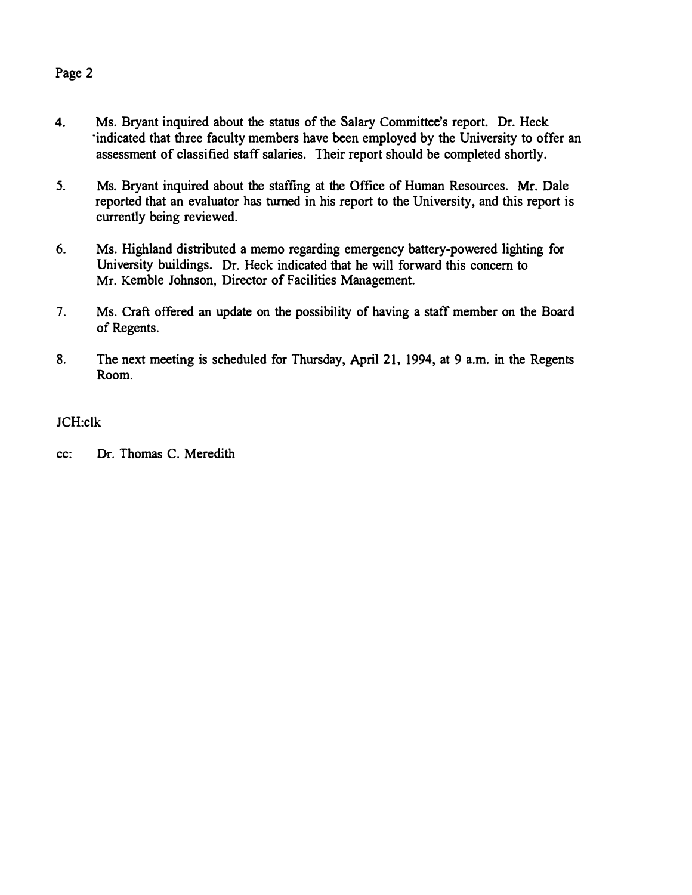4. Ms. Bryant inquired about the status of the Salary Committee's report. Dr. Heck indicated that three faculty members have been employed by the University to offer an assessment of classified staff salaries. Their report should be completed shortly.

5. Ms. Bryant inquired about the staffing at the Office of Human Resources. Mr. Dale reported that an evaluator has turned in his report to the University, and this report is currently being reviewed.

6. Ms. Highland distributed a memo regarding emergency battery-powered lighting for University buildings. Dr. Heck indicated that he will forward this concern to Mr. Kemble Johnson, Director of Facilities Management.

7. Ms. Craft offered an update on the possibility of having a staff member on the Board of Regents.

8. The next meeting is scheduled for Thursday, April 21, 1994, at 9 a.m. in the Regents Room.

JCH:clk

cc: Dr. Thomas C. Meredith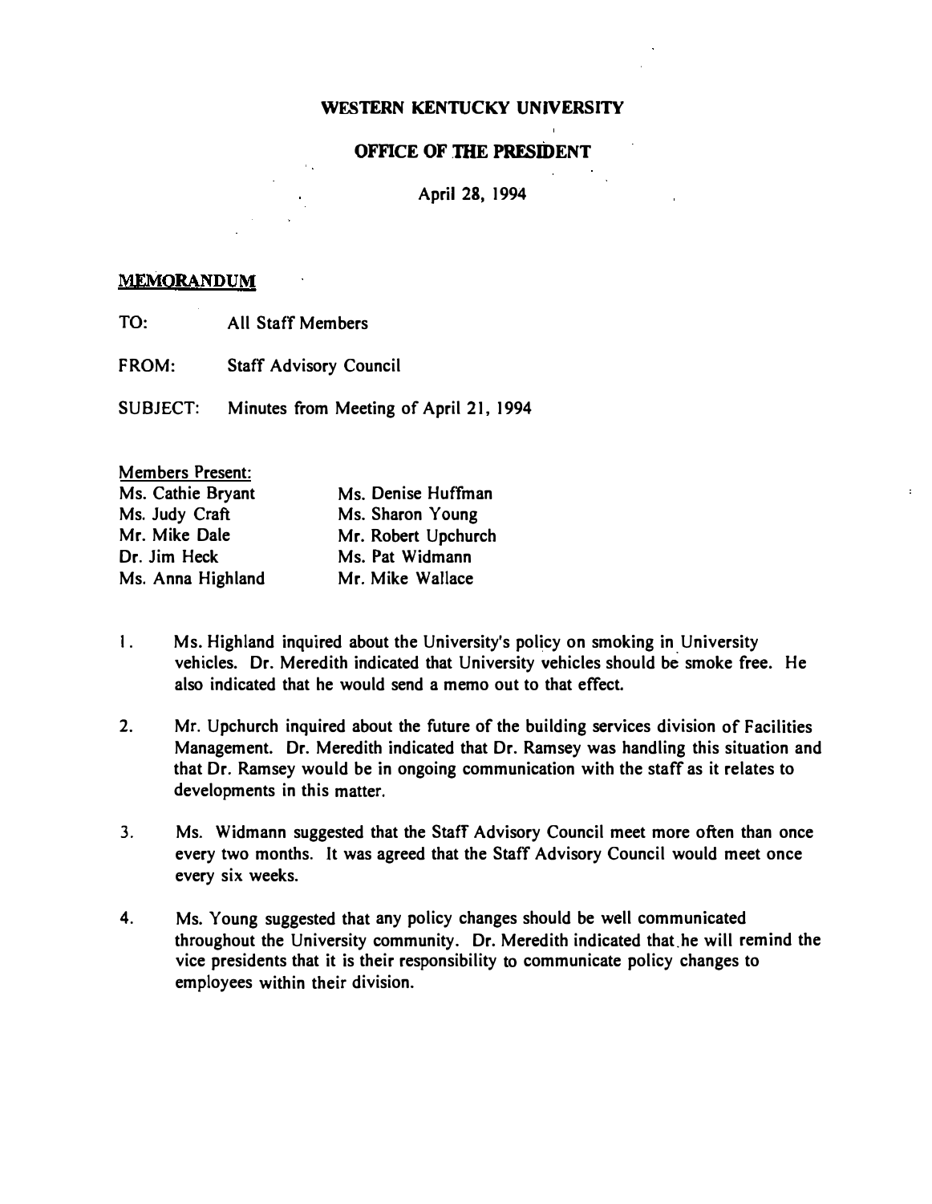**WESTERN KENTUCKY UNIVERSITY**

**OFFICE OF THE PRESIDENT**

April 28, 1994

**MEMORANDUM**

TO: All Staff Members

FROM: Staff Advisory Council

SUBJECT: Minutes from Meeting of April 21, 1994

Members Present:

| | |
|---|---|
| Ms. Cathie Bryant | Ms. Denise Huffman |
| Ms. Judy Craft | Ms. Sharon Young |
| Mr. Mike Dale | Mr. Robert Upchurch |
| Dr. Jim Heck | Ms. Pat Widmann |
| Ms. Anna Highland | Mr. Mike Wallace |

1. Ms. Highland inquired about the University's policy on smoking in University vehicles. Dr. Meredith indicated that University vehicles should be smoke free. He also indicated that he would send a memo out to that effect.

2. Mr. Upchurch inquired about the future of the building services division of Facilities Management. Dr. Meredith indicated that Dr. Ramsey was handling this situation and that Dr. Ramsey would be in ongoing communication with the staff as it relates to developments in this matter.

3. Ms. Widmann suggested that the Staff Advisory Council meet more often than once every two months. It was agreed that the Staff Advisory Council would meet once every six weeks.

4. Ms. Young suggested that any policy changes should be well communicated throughout the University community. Dr. Meredith indicated that he will remind the vice presidents that it is their responsibility to communicate policy changes to employees within their division.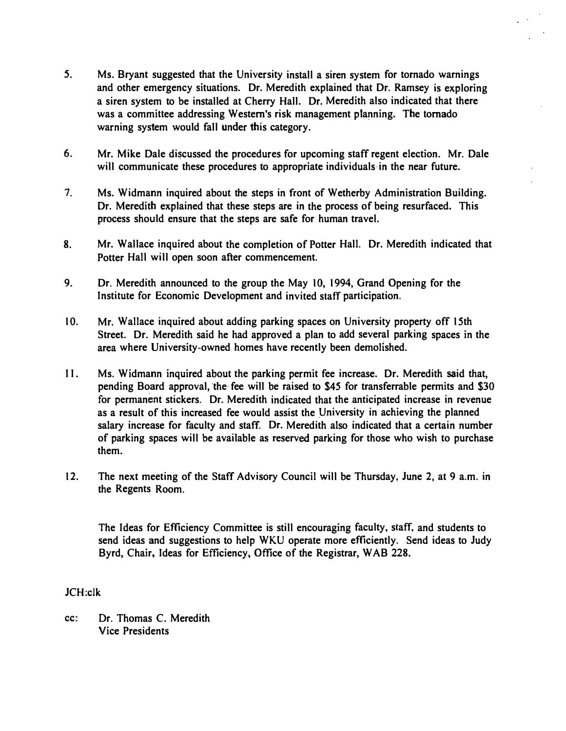5. Ms. Bryant suggested that the University install a siren system for tornado warnings and other emergency situations. Dr. Meredith explained that Dr. Ramsey is exploring a siren system to be installed at Cherry Hall. Dr. Meredith also indicated that there was a committee addressing Western's risk management planning. The tornado warning system would fall under this category.

6. Mr. Mike Dale discussed the procedures for upcoming staff regent election. Mr. Dale will communicate these procedures to appropriate individuals in the near future.

7. Ms. Widmann inquired about the steps in front of Wetherby Administration Building. Dr. Meredith explained that these steps are in the process of being resurfaced. This process should ensure that the steps are safe for human travel.

8. Mr. Wallace inquired about the completion of Potter Hall. Dr. Meredith indicated that Potter Hall will open soon after commencement.

9. Dr. Meredith announced to the group the May 10, 1994, Grand Opening for the Institute for Economic Development and invited staff participation.

10. Mr. Wallace inquired about adding parking spaces on University property off 15th Street. Dr. Meredith said he had approved a plan to add several parking spaces in the area where University-owned homes have recently been demolished.

11. Ms. Widmann inquired about the parking permit fee increase. Dr. Meredith said that, pending Board approval, the fee will be raised to $45 for transferrable permits and $30 for permanent stickers. Dr. Meredith indicated that the anticipated increase in revenue as a result of this increased fee would assist the University in achieving the planned salary increase for faculty and staff. Dr. Meredith also indicated that a certain number of parking spaces will be available as reserved parking for those who wish to purchase them.

12. The next meeting of the Staff Advisory Council will be Thursday, June 2, at 9 a.m. in the Regents Room.

The Ideas for Efficiency Committee is still encouraging faculty, staff, and students to send ideas and suggestions to help WKU operate more efficiently. Send ideas to Judy Byrd, Chair, Ideas for Efficiency, Office of the Registrar, WAB 228.

JCH:clk

cc: Dr. Thomas C. Meredith
Vice Presidents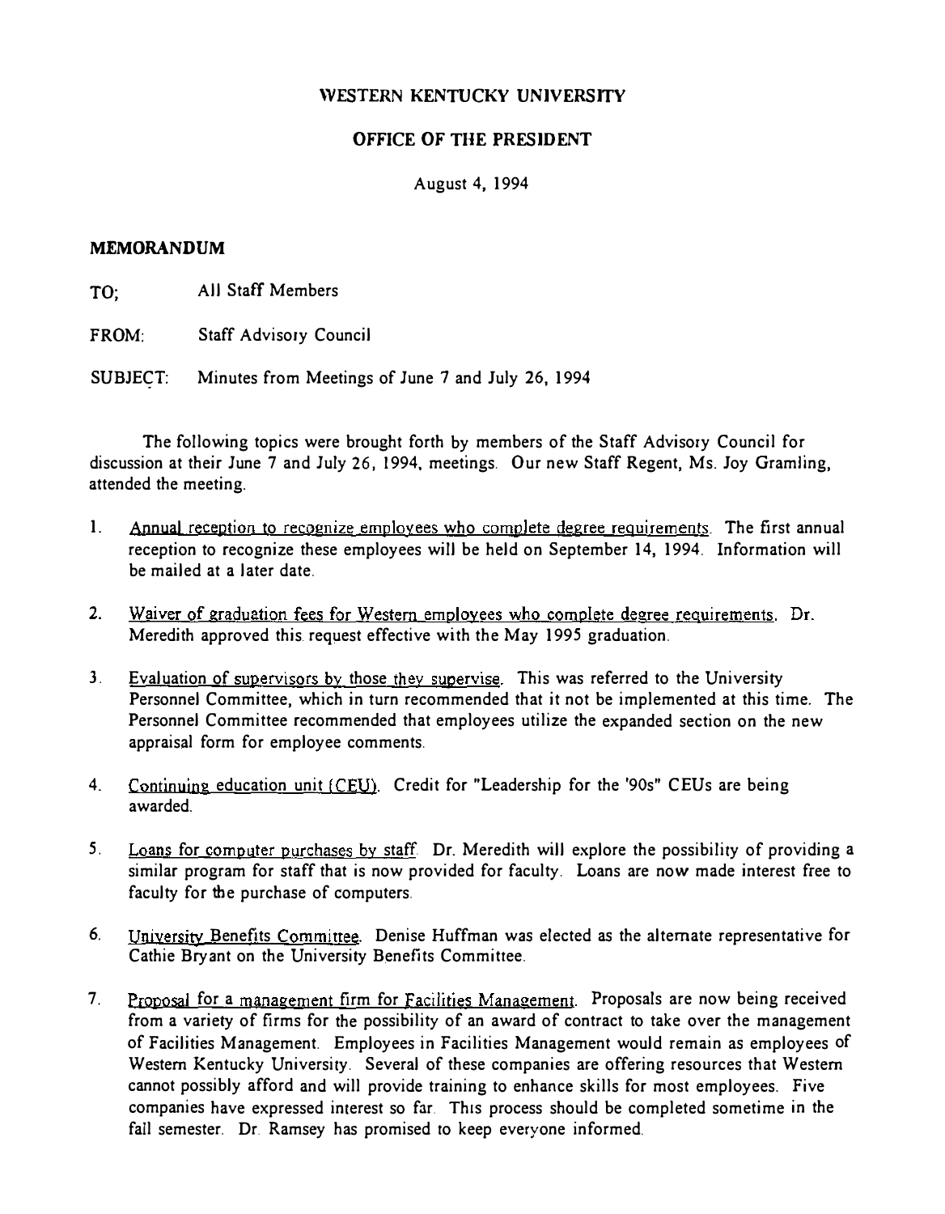WESTERN KENTUCKY UNIVERSITY

OFFICE OF THE PRESIDENT

August 4, 1994

**MEMORANDUM**

TO; All Staff Members

FROM: Staff Advisory Council

SUBJECT: Minutes from Meetings of June 7 and July 26, 1994

The following topics were brought forth by members of the Staff Advisory Council for discussion at their June 7 and July 26, 1994, meetings. Our new Staff Regent, Ms. Joy Gramling, attended the meeting.

1. Annual reception to recognize employees who complete degree requirements. The first annual reception to recognize these employees will be held on September 14, 1994. Information will be mailed at a later date.

2. Waiver of graduation fees for Western employees who complete degree requirements. Dr. Meredith approved this request effective with the May 1995 graduation.

3. Evaluation of supervisors by those they supervise. This was referred to the University Personnel Committee, which in turn recommended that it not be implemented at this time. The Personnel Committee recommended that employees utilize the expanded section on the new appraisal form for employee comments.

4. Continuing education unit (CEU). Credit for "Leadership for the '90s" CEUs are being awarded.

5. Loans for computer purchases by staff. Dr. Meredith will explore the possibility of providing a similar program for staff that is now provided for faculty. Loans are now made interest free to faculty for the purchase of computers.

6. University Benefits Committee. Denise Huffman was elected as the alternate representative for Cathie Bryant on the University Benefits Committee.

7. Proposal for a management firm for Facilities Management. Proposals are now being received from a variety of firms for the possibility of an award of contract to take over the management of Facilities Management. Employees in Facilities Management would remain as employees of Western Kentucky University. Several of these companies are offering resources that Western cannot possibly afford and will provide training to enhance skills for most employees. Five companies have expressed interest so far. This process should be completed sometime in the fall semester. Dr. Ramsey has promised to keep everyone informed.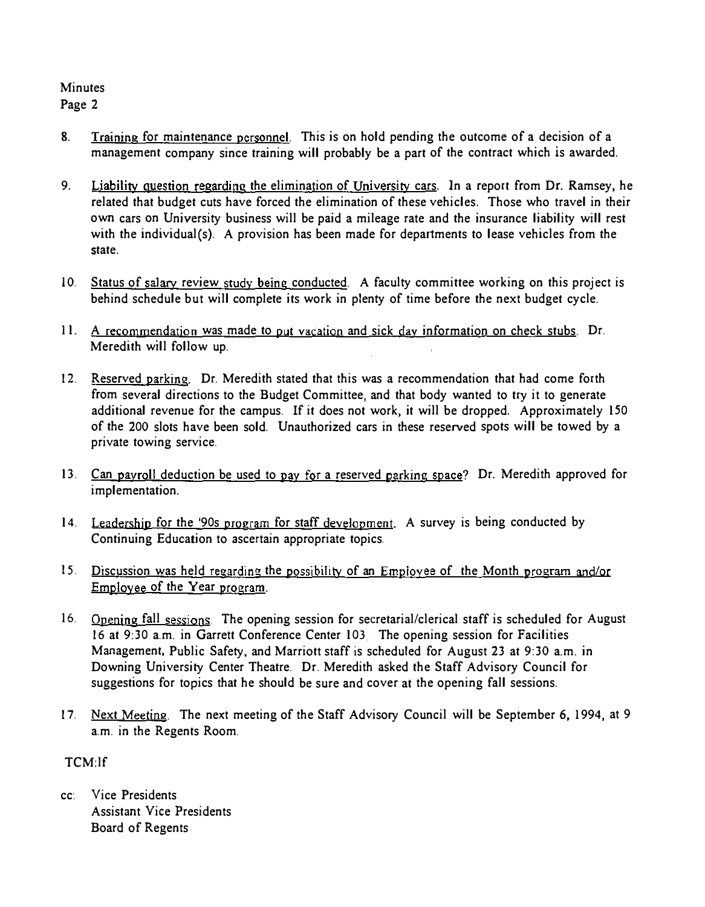Minutes
Page 2

8. Training for maintenance personnel. This is on hold pending the outcome of a decision of a management company since training will probably be a part of the contract which is awarded.

9. Liability question regarding the elimination of University cars. In a report from Dr. Ramsey, he related that budget cuts have forced the elimination of these vehicles. Those who travel in their own cars on University business will be paid a mileage rate and the insurance liability will rest with the individual(s). A provision has been made for departments to lease vehicles from the state.

10. Status of salary review study being conducted. A faculty committee working on this project is behind schedule but will complete its work in plenty of time before the next budget cycle.

11. A recommendation was made to put vacation and sick day information on check stubs. Dr. Meredith will follow up.

12. Reserved parking. Dr. Meredith stated that this was a recommendation that had come forth from several directions to the Budget Committee, and that body wanted to try it to generate additional revenue for the campus. If it does not work, it will be dropped. Approximately 150 of the 200 slots have been sold. Unauthorized cars in these reserved spots will be towed by a private towing service.

13. Can payroll deduction be used to pay for a reserved parking space? Dr. Meredith approved for implementation.

14. Leadership for the '90s program for staff development. A survey is being conducted by Continuing Education to ascertain appropriate topics.

15. Discussion was held regarding the possibility of an Employee of the Month program and/or Employee of the Year program.

16. Opening fall sessions. The opening session for secretarial/clerical staff is scheduled for August 16 at 9:30 a.m. in Garrett Conference Center 103. The opening session for Facilities Management, Public Safety, and Marriott staff is scheduled for August 23 at 9:30 a.m. in Downing University Center Theatre. Dr. Meredith asked the Staff Advisory Council for suggestions for topics that he should be sure and cover at the opening fall sessions.

17. Next Meeting. The next meeting of the Staff Advisory Council will be September 6, 1994, at 9 a.m. in the Regents Room.

TCM:lf

cc: Vice Presidents
Assistant Vice Presidents
Board of Regents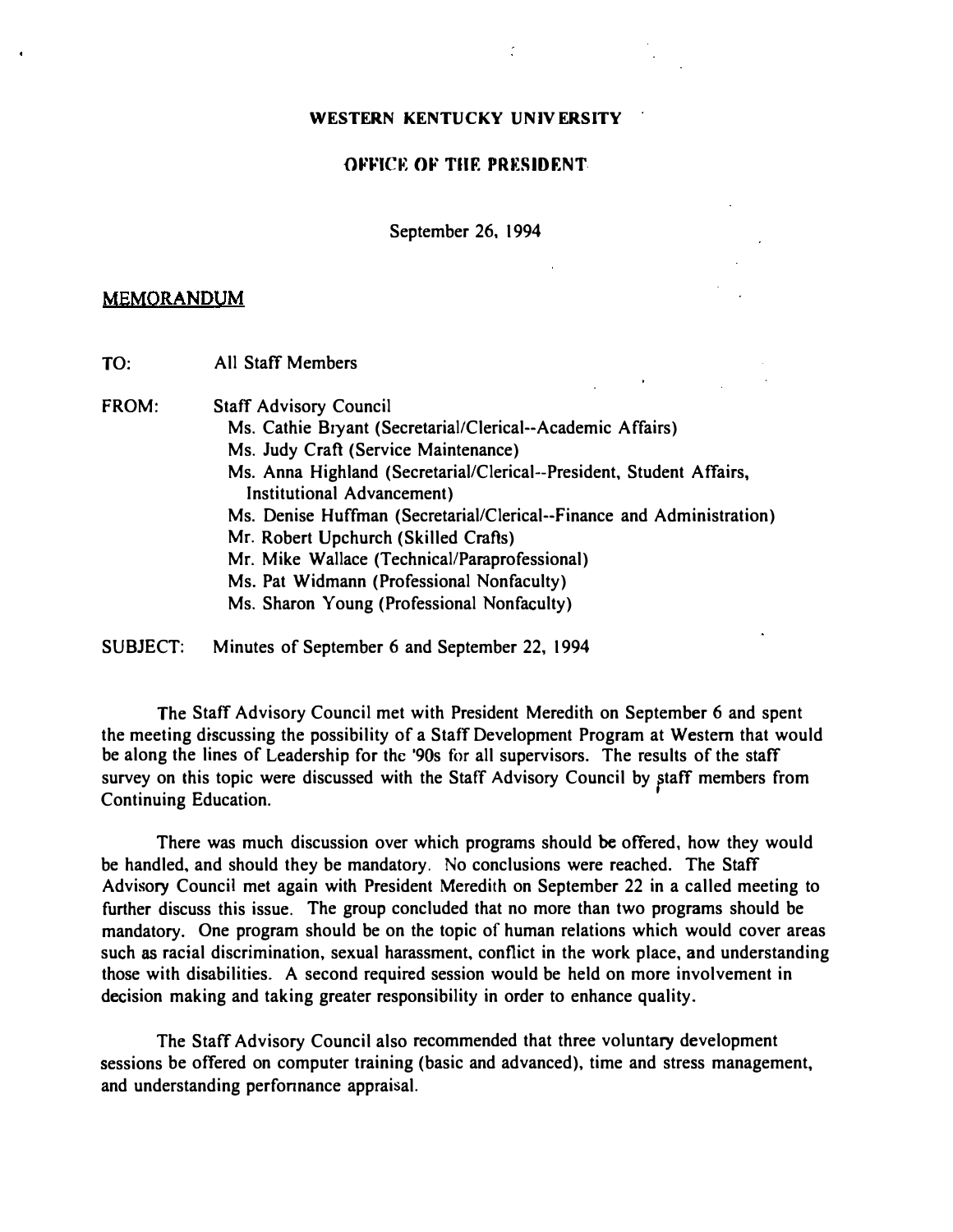**WESTERN KENTUCKY UNIVERSITY**

**OFFICE OF THE PRESIDENT**

September 26, 1994

MEMORANDUM

TO: All Staff Members

FROM: Staff Advisory Council
- Ms. Cathie Bryant (Secretarial/Clerical--Academic Affairs)
- Ms. Judy Craft (Service Maintenance)
- Ms. Anna Highland (Secretarial/Clerical--President, Student Affairs, Institutional Advancement)
- Ms. Denise Huffman (Secretarial/Clerical--Finance and Administration)
- Mr. Robert Upchurch (Skilled Crafts)
- Mr. Mike Wallace (Technical/Paraprofessional)
- Ms. Pat Widmann (Professional Nonfaculty)
- Ms. Sharon Young (Professional Nonfaculty)

SUBJECT: Minutes of September 6 and September 22, 1994

The Staff Advisory Council met with President Meredith on September 6 and spent the meeting discussing the possibility of a Staff Development Program at Western that would be along the lines of Leadership for the '90s for all supervisors. The results of the staff survey on this topic were discussed with the Staff Advisory Council by staff members from Continuing Education.

There was much discussion over which programs should be offered, how they would be handled, and should they be mandatory. No conclusions were reached. The Staff Advisory Council met again with President Meredith on September 22 in a called meeting to further discuss this issue. The group concluded that no more than two programs should be mandatory. One program should be on the topic of human relations which would cover areas such as racial discrimination, sexual harassment, conflict in the work place, and understanding those with disabilities. A second required session would be held on more involvement in decision making and taking greater responsibility in order to enhance quality.

The Staff Advisory Council also recommended that three voluntary development sessions be offered on computer training (basic and advanced), time and stress management, and understanding performance appraisal.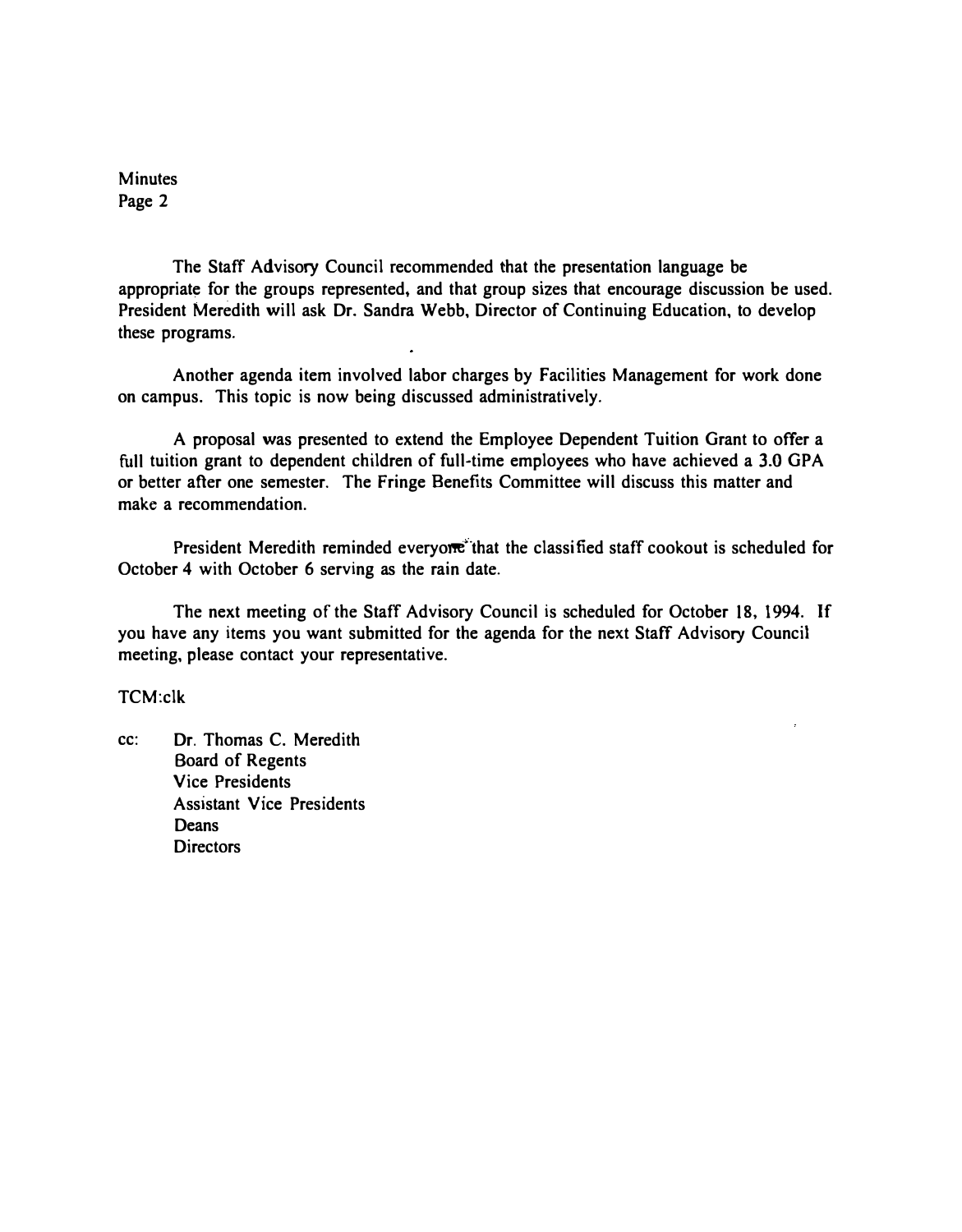The Staff Advisory Council recommended that the presentation language be appropriate for the groups represented, and that group sizes that encourage discussion be used. President Meredith will ask Dr. Sandra Webb, Director of Continuing Education, to develop these programs.

Another agenda item involved labor charges by Facilities Management for work done on campus. This topic is now being discussed administratively.

A proposal was presented to extend the Employee Dependent Tuition Grant to offer a full tuition grant to dependent children of full-time employees who have achieved a 3.0 GPA or better after one semester. The Fringe Benefits Committee will discuss this matter and make a recommendation.

President Meredith reminded everyone that the classified staff cookout is scheduled for October 4 with October 6 serving as the rain date.

The next meeting of the Staff Advisory Council is scheduled for October 18, 1994. If you have any items you want submitted for the agenda for the next Staff Advisory Council meeting, please contact your representative.

TCM:clk

cc: Dr. Thomas C. Meredith
Board of Regents
Vice Presidents
Assistant Vice Presidents
Deans
Directors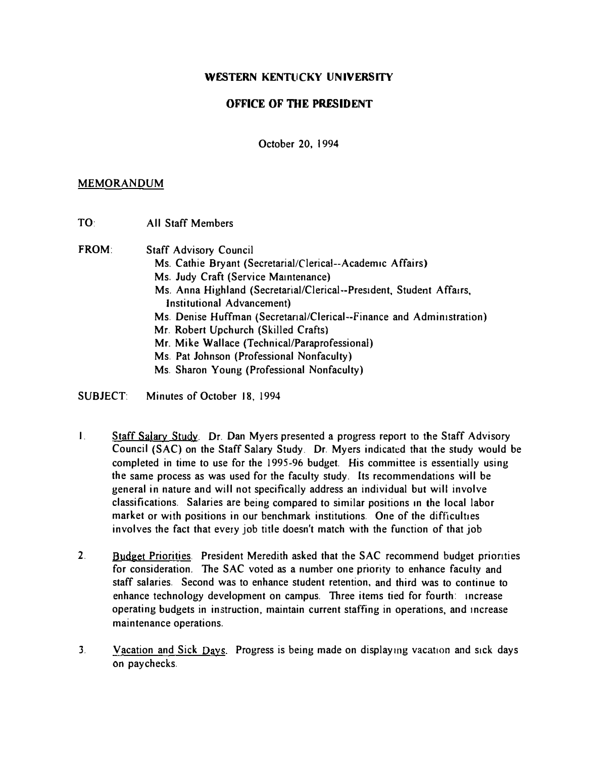**WESTERN KENTUCKY UNIVERSITY**

**OFFICE OF THE PRESIDENT**

October 20, 1994

MEMORANDUM

TO: All Staff Members

FROM: Staff Advisory Council
- Ms. Cathie Bryant (Secretarial/Clerical--Academic Affairs)
- Ms. Judy Craft (Service Maintenance)
- Ms. Anna Highland (Secretarial/Clerical--President, Student Affairs, Institutional Advancement)
- Ms. Denise Huffman (Secretarial/Clerical--Finance and Administration)
- Mr. Robert Upchurch (Skilled Crafts)
- Mr. Mike Wallace (Technical/Paraprofessional)
- Ms. Pat Johnson (Professional Nonfaculty)
- Ms. Sharon Young (Professional Nonfaculty)

SUBJECT: Minutes of October 18, 1994

1. Staff Salary Study. Dr. Dan Myers presented a progress report to the Staff Advisory Council (SAC) on the Staff Salary Study. Dr. Myers indicated that the study would be completed in time to use for the 1995-96 budget. His committee is essentially using the same process as was used for the faculty study. Its recommendations will be general in nature and will not specifically address an individual but will involve classifications. Salaries are being compared to similar positions in the local labor market or with positions in our benchmark institutions. One of the difficulties involves the fact that every job title doesn't match with the function of that job

2. Budget Priorities. President Meredith asked that the SAC recommend budget priorities for consideration. The SAC voted as a number one priority to enhance faculty and staff salaries. Second was to enhance student retention, and third was to continue to enhance technology development on campus. Three items tied for fourth: increase operating budgets in instruction, maintain current staffing in operations, and increase maintenance operations.

3. Vacation and Sick Days. Progress is being made on displaying vacation and sick days on paychecks.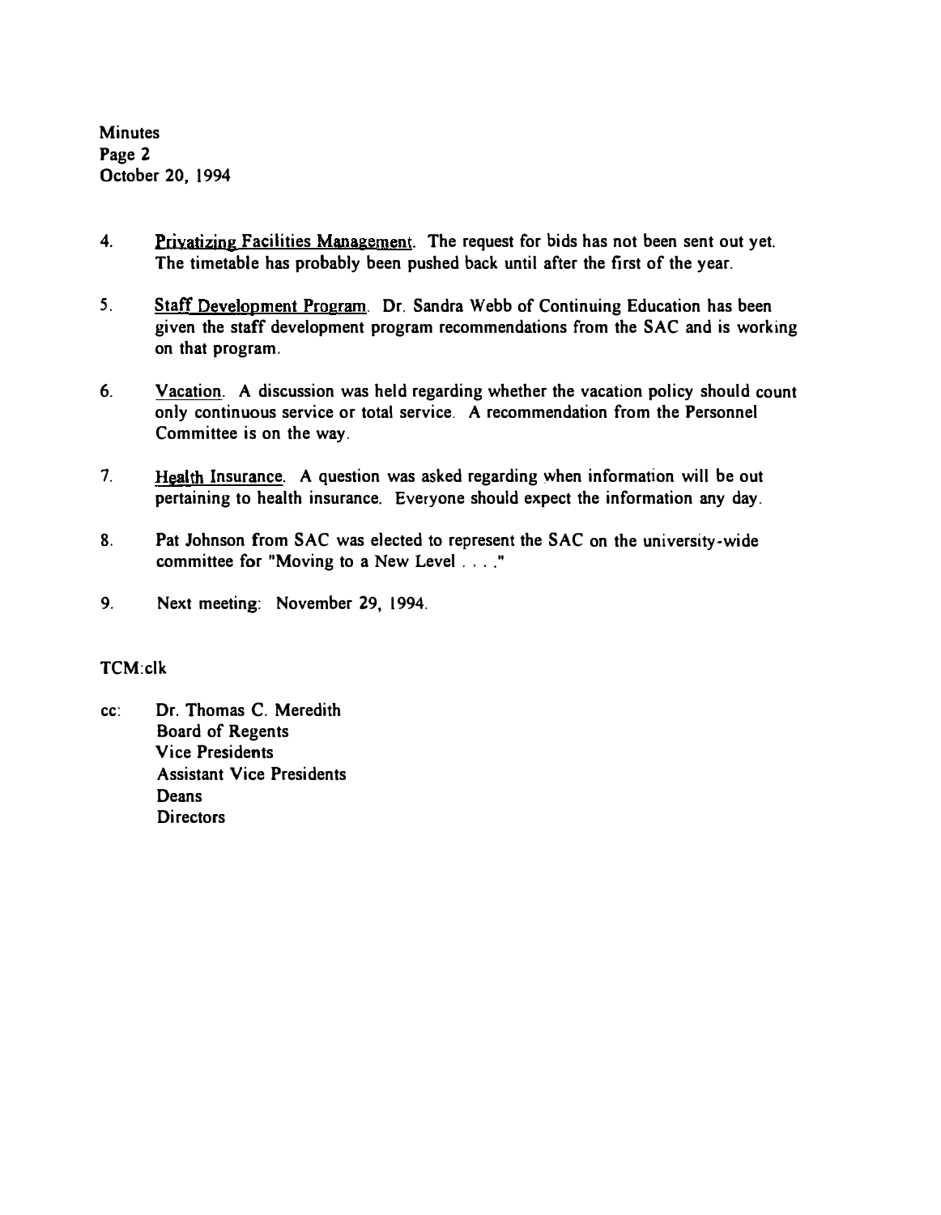Minutes
Page 2
October 20, 1994

4. Privatizing Facilities Management. The request for bids has not been sent out yet. The timetable has probably been pushed back until after the first of the year.

5. Staff Development Program. Dr. Sandra Webb of Continuing Education has been given the staff development program recommendations from the SAC and is working on that program.

6. Vacation. A discussion was held regarding whether the vacation policy should count only continuous service or total service. A recommendation from the Personnel Committee is on the way.

7. Health Insurance. A question was asked regarding when information will be out pertaining to health insurance. Everyone should expect the information any day.

8. Pat Johnson from SAC was elected to represent the SAC on the university-wide committee for "Moving to a New Level . . . ."

9. Next meeting: November 29, 1994.

TCM:clk

cc: Dr. Thomas C. Meredith
Board of Regents
Vice Presidents
Assistant Vice Presidents
Deans
Directors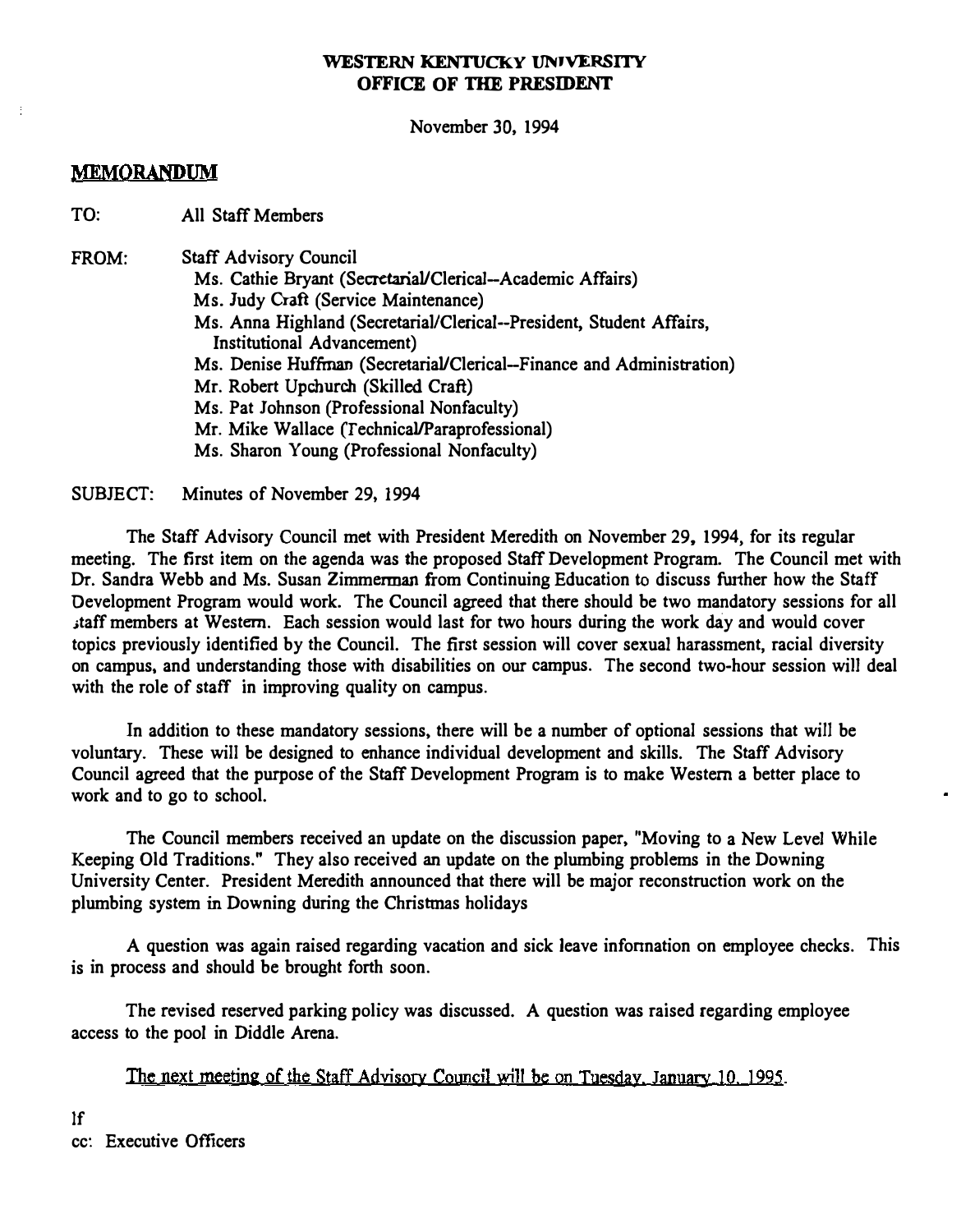**WESTERN KENTUCKY UNIVERSITY**
**OFFICE OF THE PRESIDENT**

November 30, 1994

## MEMORANDUM

TO: All Staff Members

FROM: Staff Advisory Council
Ms. Cathie Bryant (Secretarial/Clerical--Academic Affairs)
Ms. Judy Craft (Service Maintenance)
Ms. Anna Highland (Secretarial/Clerical--President, Student Affairs, Institutional Advancement)
Ms. Denise Huffman (Secretarial/Clerical--Finance and Administration)
Mr. Robert Upchurch (Skilled Craft)
Ms. Pat Johnson (Professional Nonfaculty)
Mr. Mike Wallace (Technical/Paraprofessional)
Ms. Sharon Young (Professional Nonfaculty)

SUBJECT: Minutes of November 29, 1994

The Staff Advisory Council met with President Meredith on November 29, 1994, for its regular meeting. The first item on the agenda was the proposed Staff Development Program. The Council met with Dr. Sandra Webb and Ms. Susan Zimmerman from Continuing Education to discuss further how the Staff Development Program would work. The Council agreed that there should be two mandatory sessions for all staff members at Western. Each session would last for two hours during the work day and would cover topics previously identified by the Council. The first session will cover sexual harassment, racial diversity on campus, and understanding those with disabilities on our campus. The second two-hour session will deal with the role of staff in improving quality on campus.

In addition to these mandatory sessions, there will be a number of optional sessions that will be voluntary. These will be designed to enhance individual development and skills. The Staff Advisory Council agreed that the purpose of the Staff Development Program is to make Western a better place to work and to go to school.

The Council members received an update on the discussion paper, "Moving to a New Level While Keeping Old Traditions." They also received an update on the plumbing problems in the Downing University Center. President Meredith announced that there will be major reconstruction work on the plumbing system in Downing during the Christmas holidays

A question was again raised regarding vacation and sick leave information on employee checks. This is in process and should be brought forth soon.

The revised reserved parking policy was discussed. A question was raised regarding employee access to the pool in Diddle Arena.

The next meeting of the Staff Advisory Council will be on Tuesday, January 10, 1995.

lf
cc: Executive Officers